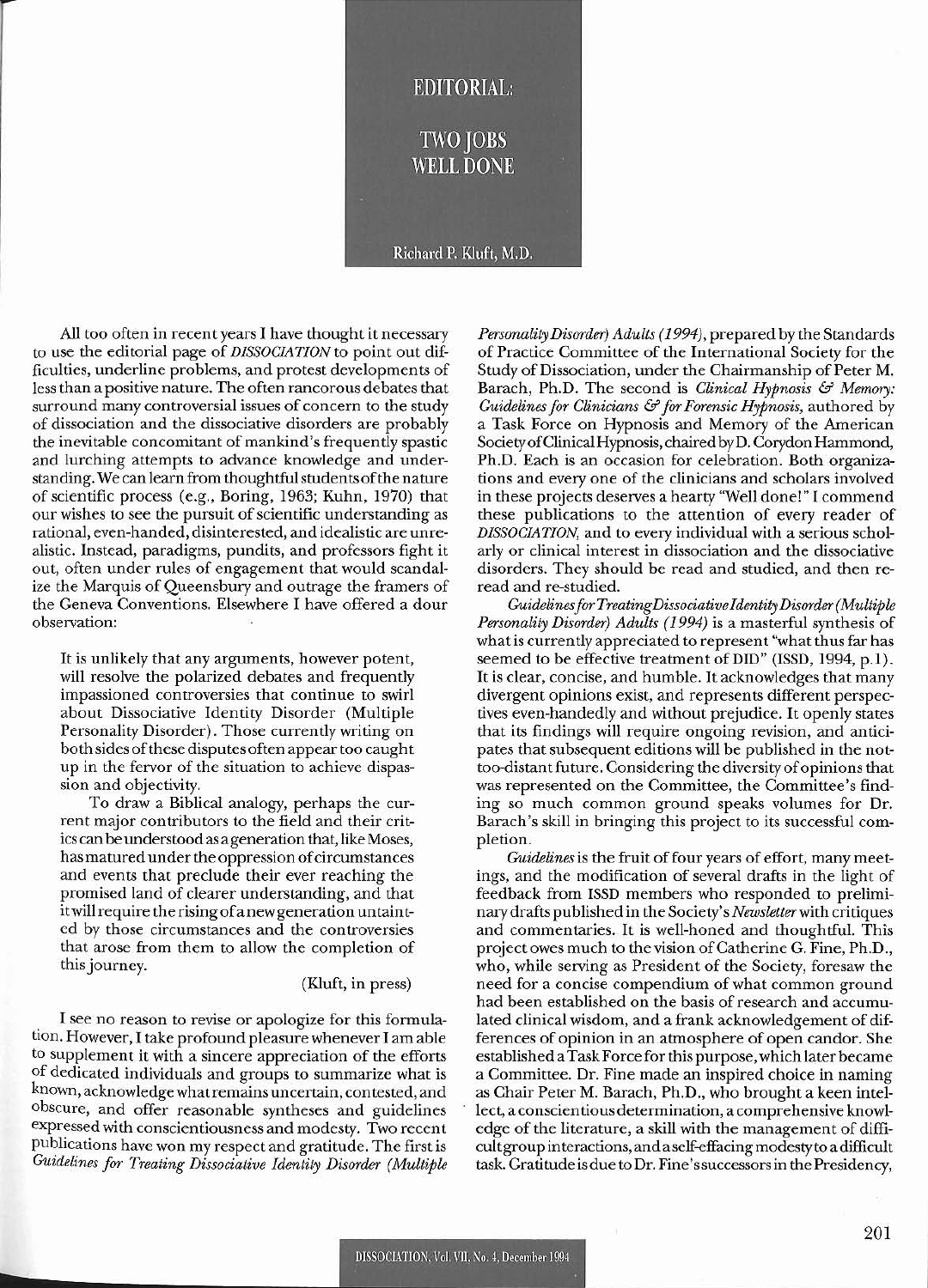# EDITORIAL:

## TWO JOBS WELL DONE

Richard P. Kluft, M.D.

All too often in recent years I have thought it necessary to use the editorial page of *DISSOCIATION* to point out difficulties, underline problems, and protest developments of less than a positive nature. The often rancorous debates that surround many controversial issues of concern to the study of dissociation and the dissociative disorders are probably the inevitable concomitant of mankind's frequently spastic and lurching attempts to advance knowledge and understanding. We can learn from thoughtful students of the nature of scientific process (e.g., Boring, 1963; Kuhn, 1970) that our wishes to see the pursuit of scientific understanding as rational, even-handed, disinterested, and idealistic are unrealistic. Instead, paradigms, pundits, and professors fight it out, often under rules of engagement that would scandalize the Marquis of Queensbury and outrage the framers of the Geneva Conventions. Elsewhere I have offered a dour observation:

> It is unlikely that any arguments, however potent, will resolve the polarized debates and frequently impassioned controversies that continue to swirl about Dissociative Identity Disorder (Multiple Personality Disorder). Those currently writing on both sides of these disputes often appear too caught up in the fervor of the situation to achieve dispassion and objectivity.
>
> To draw a Biblical analogy, perhaps the current major contributors to the field and their critics can be understood as a generation that, like Moses, has matured under the oppression of circumstances and events that preclude their ever reaching the promised land of clearer understanding, and that it will require the rising of a new generation untainted by those circumstances and the controversies that arose from them to allow the completion of this journey.
>
> (Kluft, in press)

I see no reason to revise or apologize for this formulation. However, I take profound pleasure whenever I am able to supplement it with a sincere appreciation of the efforts of dedicated individuals and groups to summarize what is known, acknowledge what remains uncertain, contested, and obscure, and offer reasonable syntheses and guidelines expressed with conscientiousness and modesty. Two recent publications have won my respect and gratitude. The first is *Guidelines for Treating Dissociative Identity Disorder (Multiple Personality Disorder) Adults (1994)*, prepared by the Standards of Practice Committee of the International Society for the Study of Dissociation, under the Chairmanship of Peter M. Barach, Ph.D. The second is *Clinical Hypnosis & Memory: Guidelines for Clinicians & for Forensic Hypnosis,* authored by a Task Force on Hypnosis and Memory of the American Society of Clinical Hypnosis, chaired by D. Corydon Hammond, Ph.D. Each is an occasion for celebration. Both organizations and every one of the clinicians and scholars involved in these projects deserves a hearty "Well done!" I commend these publications to the attention of every reader of *DISSOCIATION,* and to every individual with a serious scholarly or clinical interest in dissociation and the dissociative disorders. They should be read and studied, and then reread and re-studied.

*Guidelines for Treating Dissociative Identity Disorder (Multiple Personality Disorder) Adults (1994)* is a masterful synthesis of what is currently appreciated to represent "what thus far has seemed to be effective treatment of DID" (ISSD, 1994, p.1). It is clear, concise, and humble. It acknowledges that many divergent opinions exist, and represents different perspectives even-handedly and without prejudice. It openly states that its findings will require ongoing revision, and anticipates that subsequent editions will be published in the not-too-distant future. Considering the diversity of opinions that was represented on the Committee, the Committee's finding so much common ground speaks volumes for Dr. Barach's skill in bringing this project to its successful completion.

*Guidelines* is the fruit of four years of effort, many meetings, and the modification of several drafts in the light of feedback from ISSD members who responded to preliminary drafts published in the Society's *Newsletter* with critiques and commentaries. It is well-honed and thoughtful. This project owes much to the vision of Catherine G. Fine, Ph.D., who, while serving as President of the Society, foresaw the need for a concise compendium of what common ground had been established on the basis of research and accumulated clinical wisdom, and a frank acknowledgement of differences of opinion in an atmosphere of open candor. She established a Task Force for this purpose, which later became a Committee. Dr. Fine made an inspired choice in naming as Chair Peter M. Barach, Ph.D., who brought a keen intellect, a conscientious determination, a comprehensive knowledge of the literature, a skill with the management of difficult group interactions, and a self-effacing modesty to a difficult task. Gratitude is due to Dr. Fine's successors in the Presidency,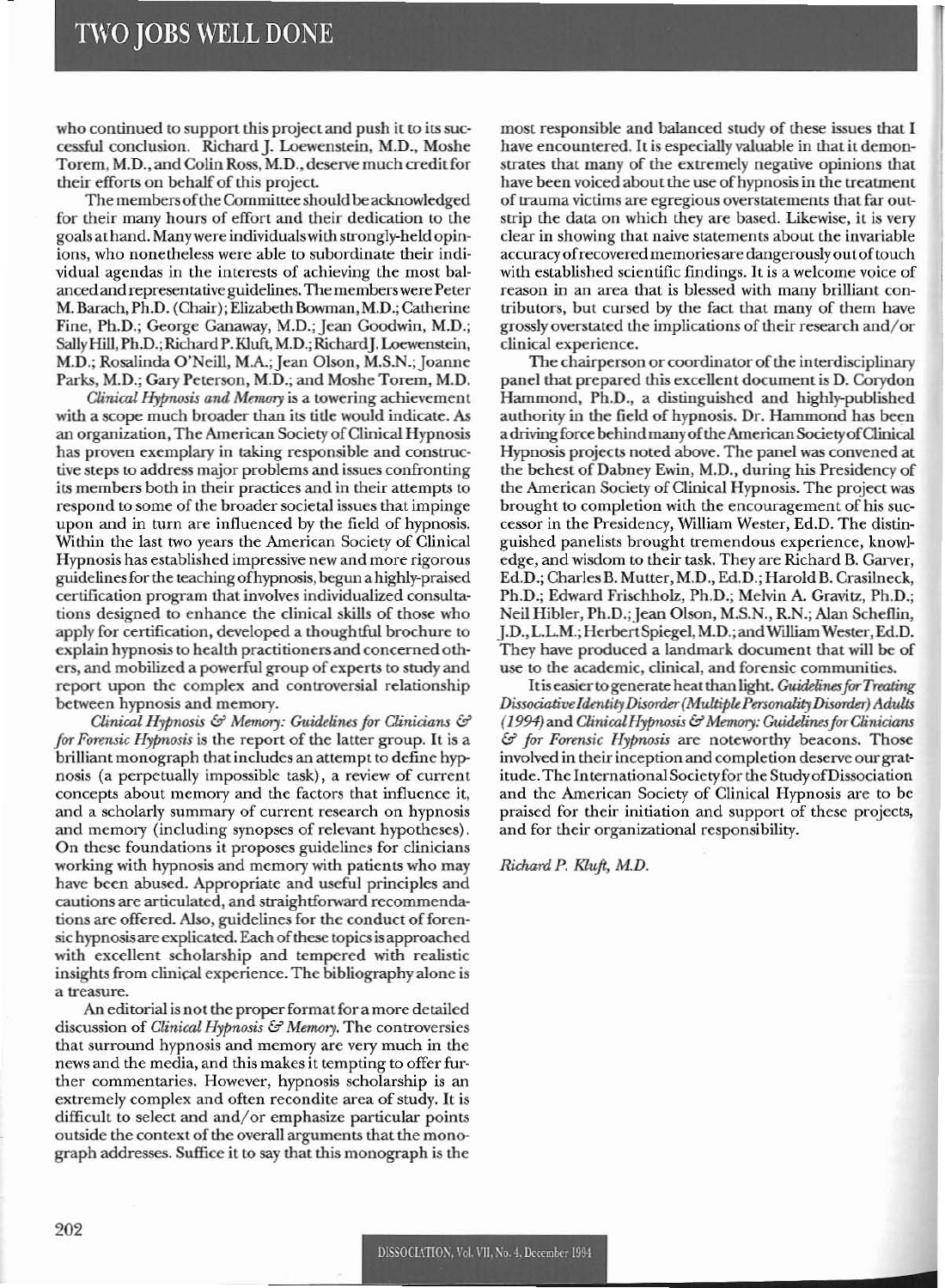who continued to support this project and push it to its successful conclusion. Richard J. Loewenstein, M.D., Moshe Torem, M.D., and Colin Ross, M.D., deserve much credit for their efforts on behalf of this project.

The members of the Committee should be acknowledged for their many hours of effort and their dedication to the goals at hand. Many were individuals with strongly-held opinions, who nonetheless were able to subordinate their individual agendas in the interests of achieving the most balanced and representative guidelines. The members were Peter M. Barach, Ph.D. (Chair); Elizabeth Bowman, M.D.; Catherine Fine, Ph.D.; George Ganaway, M.D.; Jean Goodwin, M.D.; Sally Hill, Ph.D.; Richard P. Kluft, M.D.; Richard J. Loewenstein, M.D.; Rosalinda O'Neill, M.A.; Jean Olson, M.S.N.; Joanne Parks, M.D.; Gary Peterson, M.D.; and Moshe Torem, M.D.

*Clinical Hypnosis and Memory* is a towering achievement with a scope much broader than its title would indicate. As an organization, The American Society of Clinical Hypnosis has proven exemplary in taking responsible and constructive steps to address major problems and issues confronting its members both in their practices and in their attempts to respond to some of the broader societal issues that impinge upon and in turn are influenced by the field of hypnosis. Within the last two years the American Society of Clinical Hypnosis has established impressive new and more rigorous guidelines for the teaching of hypnosis, begun a highly-praised certification program that involves individualized consultations designed to enhance the clinical skills of those who apply for certification, developed a thoughtful brochure to explain hypnosis to health practitioners and concerned others, and mobilized a powerful group of experts to study and report upon the complex and controversial relationship between hypnosis and memory.

*Clinical Hypnosis & Memory: Guidelines for Clinicians & for Forensic Hypnosis* is the report of the latter group. It is a brilliant monograph that includes an attempt to define hypnosis (a perpetually impossible task), a review of current concepts about memory and the factors that influence it, and a scholarly summary of current research on hypnosis and memory (including synopses of relevant hypotheses). On these foundations it proposes guidelines for clinicians working with hypnosis and memory with patients who may have been abused. Appropriate and useful principles and cautions are articulated, and straightforward recommendations are offered. Also, guidelines for the conduct of forensic hypnosis are explicated. Each of these topics is approached with excellent scholarship and tempered with realistic insights from clinical experience. The bibliography alone is a treasure.

An editorial is not the proper format for a more detailed discussion of *Clinical Hypnosis & Memory*. The controversies that surround hypnosis and memory are very much in the news and the media, and this makes it tempting to offer further commentaries. However, hypnosis scholarship is an extremely complex and often recondite area of study. It is difficult to select and and/or emphasize particular points outside the context of the overall arguments that the monograph addresses. Suffice it to say that this monograph is the most responsible and balanced study of these issues that I have encountered. It is especially valuable in that it demonstrates that many of the extremely negative opinions that have been voiced about the use of hypnosis in the treatment of trauma victims are egregious overstatements that far outstrip the data on which they are based. Likewise, it is very clear in showing that naive statements about the invariable accuracy of recovered memories are dangerously out of touch with established scientific findings. It is a welcome voice of reason in an area that is blessed with many brilliant contributors, but cursed by the fact that many of them have grossly overstated the implications of their research and/or clinical experience.

The chairperson or coordinator of the interdisciplinary panel that prepared this excellent document is D. Corydon Hammond, Ph.D., a distinguished and highly-published authority in the field of hypnosis. Dr. Hammond has been a driving force behind many of the American Society of Clinical Hypnosis projects noted above. The panel was convened at the behest of Dabney Ewin, M.D., during his Presidency of the American Society of Clinical Hypnosis. The project was brought to completion with the encouragement of his successor in the Presidency, William Wester, Ed.D. The distinguished panelists brought tremendous experience, knowledge, and wisdom to their task. They are Richard B. Garver, Ed.D.; Charles B. Mutter, M.D., Ed.D.; Harold B. Crasilneck, Ph.D.; Edward Frischholz, Ph.D.; Melvin A. Gravitz, Ph.D.; Neil Hibler, Ph.D.; Jean Olson, M.S.N., R.N.; Alan Scheflin, J.D., L.L.M.; Herbert Spiegel, M.D.; and William Wester, Ed.D. They have produced a landmark document that will be of use to the academic, clinical, and forensic communities.

It is easier to generate heat than light. *Guidelines for Treating Dissociative Identity Disorder (Multiple Personality Disorder) Adults (1994)* and *Clinical Hypnosis & Memory: Guidelines for Clinicians & for Forensic Hypnosis* are noteworthy beacons. Those involved in their inception and completion deserve our gratitude. The International Society for the Study of Dissociation and the American Society of Clinical Hypnosis are to be praised for their initiation and support of these projects, and for their organizational responsibility.

*Richard P. Kluft, M.D.*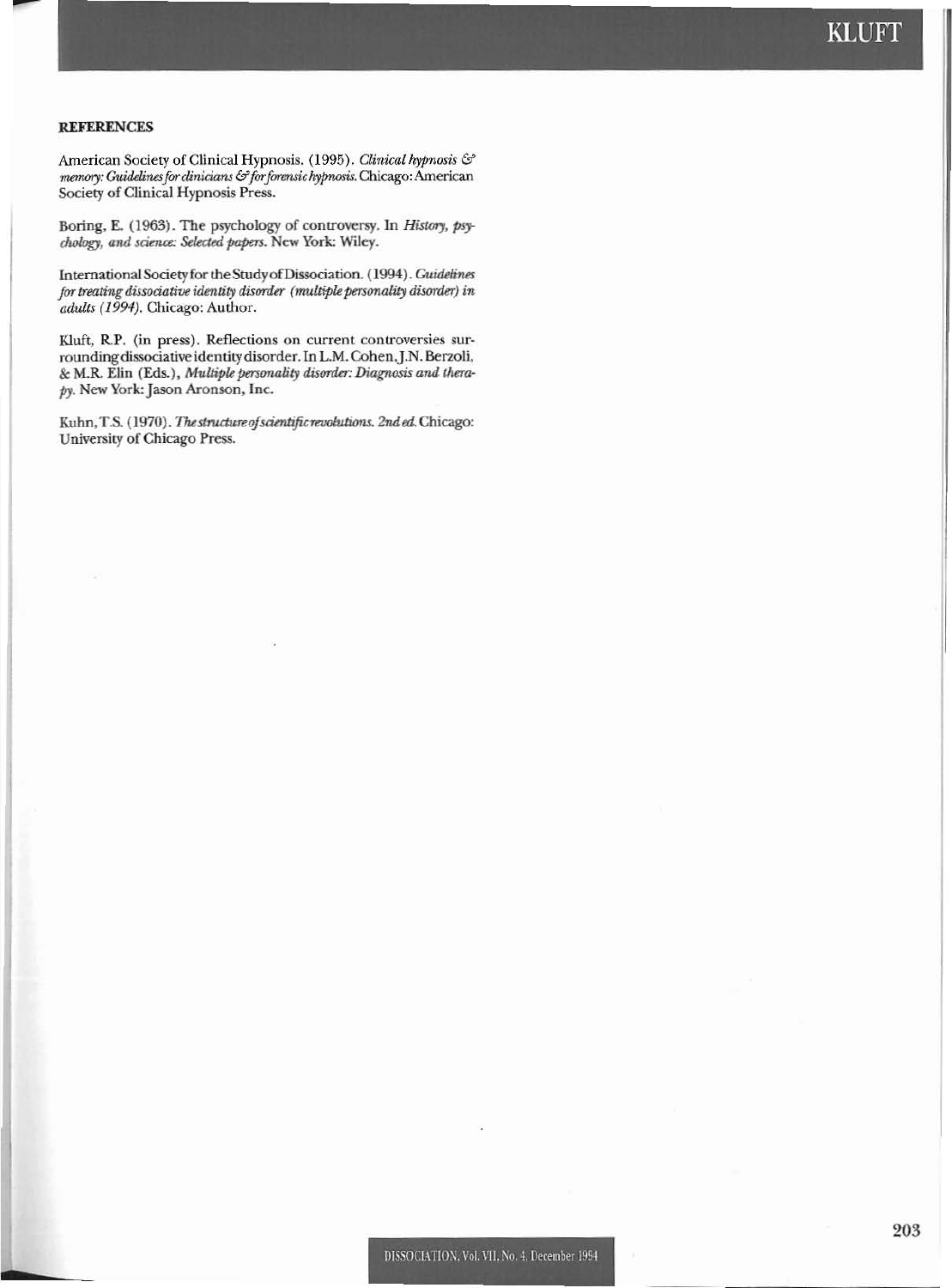## REFERENCES

American Society of Clinical Hypnosis. (1995). *Clinical hypnosis & memory: Guidelines for clinicians & for forensic hypnosis.* Chicago: American Society of Clinical Hypnosis Press.

Boring, E. (1963). The psychology of controversy. In *History, psychology, and science: Selected papers.* New York: Wiley.

International Society for the Study of Dissociation. (1994). *Guidelines for treating dissociative identity disorder (multiple personality disorder) in adults (1994).* Chicago: Author.

Kluft, R.P. (in press). Reflections on current controversies surrounding dissociative identity disorder. In L.M. Cohen, J.N. Berzoli, & M.R. Elin (Eds.), *Multiple personality disorder: Diagnosis and therapy.* New York: Jason Aronson, Inc.

Kuhn, T.S. (1970). *The structure of scientific revolutions. 2nd ed.* Chicago: University of Chicago Press.